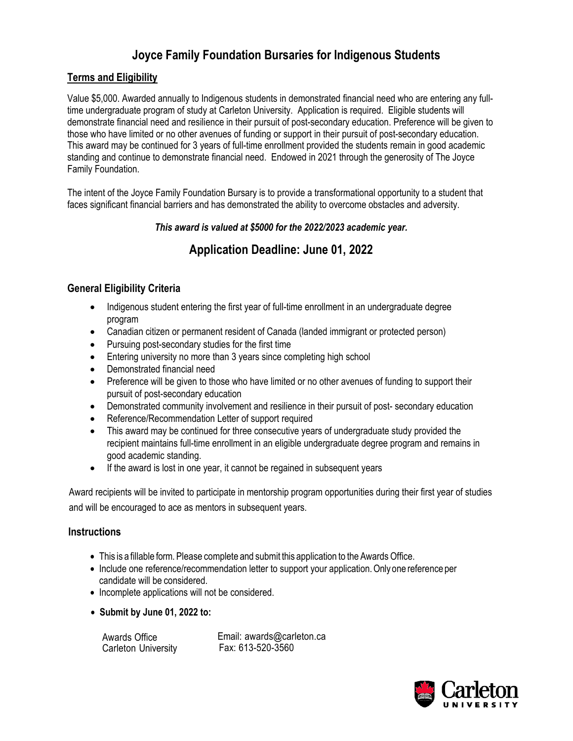# Joyce Family Foundation Bursaries for Indigenous Students

## Terms and Eligibility

Value $5,000. Awarded annually to Indigenous students in demonstrated financial need who are entering any full-time undergraduate program of study at Carleton University. Application is required. Eligible students will demonstrate financial need and resilience in their pursuit of post-secondary education. Preference will be given to those who have limited or no other avenues of funding or support in their pursuit of post-secondary education. This award may be continued for 3 years of full-time enrollment provided the students remain in good academic standing and continue to demonstrate financial need. Endowed in 2021 through the generosity of The Joyce Family Foundation.

The intent of the Joyce Family Foundation Bursary is to provide a transformational opportunity to a student that faces significant financial barriers and has demonstrated the ability to overcome obstacles and adversity.

***This award is valued at $5000 for the 2022/2023 academic year.***

## Application Deadline: June 01, 2022

### General Eligibility Criteria

- Indigenous student entering the first year of full-time enrollment in an undergraduate degree program
- Canadian citizen or permanent resident of Canada (landed immigrant or protected person)
- Pursuing post-secondary studies for the first time
- Entering university no more than 3 years since completing high school
- Demonstrated financial need
- Preference will be given to those who have limited or no other avenues of funding to support their pursuit of post-secondary education
- Demonstrated community involvement and resilience in their pursuit of post- secondary education
- Reference/Recommendation Letter of support required
- This award may be continued for three consecutive years of undergraduate study provided the recipient maintains full-time enrollment in an eligible undergraduate degree program and remains in good academic standing.
- If the award is lost in one year, it cannot be regained in subsequent years

Award recipients will be invited to participate in mentorship program opportunities during their first year of studies and will be encouraged to ace as mentors in subsequent years.

### Instructions

- This is a fillable form. Please complete and submit this application to the Awards Office.
- Include one reference/recommendation letter to support your application. Only one reference per candidate will be considered.
- Incomplete applications will not be considered.
- **Submit by June 01, 2022 to:**

Awards Office
Carleton University

Email: awards@carleton.ca
Fax: 613-520-3560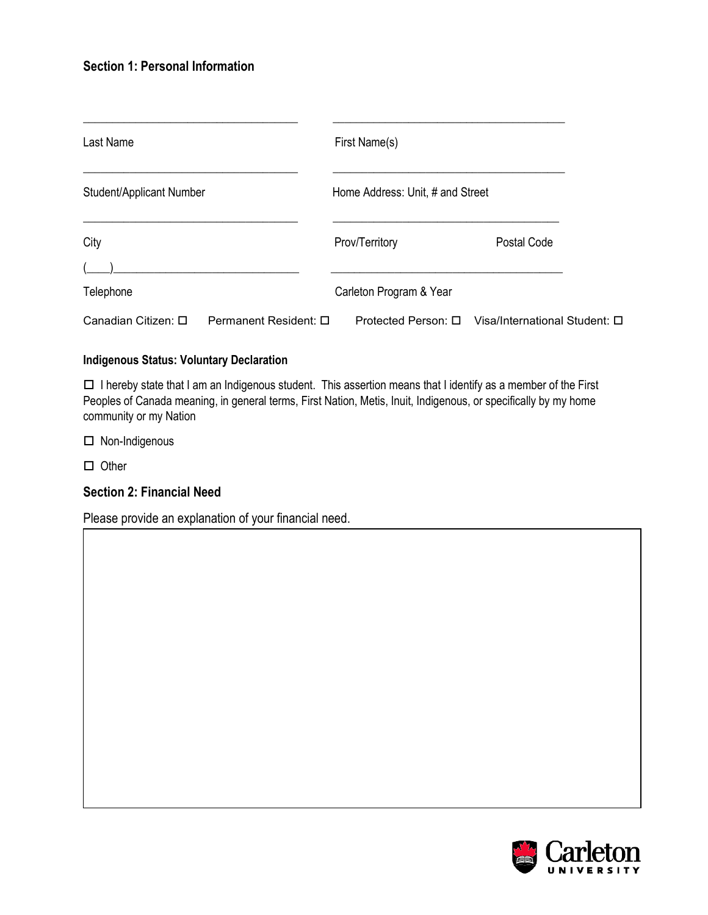### Section 1: Personal Information

| | |
|---|---|
| ____________________ | ____________________ |
| Last Name | First Name(s) |
| ____________________ | ____________________ |
| Student/Applicant Number | Home Address: Unit, # and Street |
| ____________________ | ____________________ |
| City | Prov/Territory Postal Code |
| (____)________________ | ____________________ |
| Telephone | Carleton Program & Year |

Canadian Citizen: ☐ Permanent Resident: ☐ Protected Person: ☐ Visa/International Student: ☐

**Indigenous Status: Voluntary Declaration**

☐ I hereby state that I am an Indigenous student. This assertion means that I identify as a member of the First Peoples of Canada meaning, in general terms, First Nation, Metis, Inuit, Indigenous, or specifically by my home community or my Nation

☐ Non-Indigenous

☐ Other

### Section 2: Financial Need

Please provide an explanation of your financial need.

| |
|---|
| |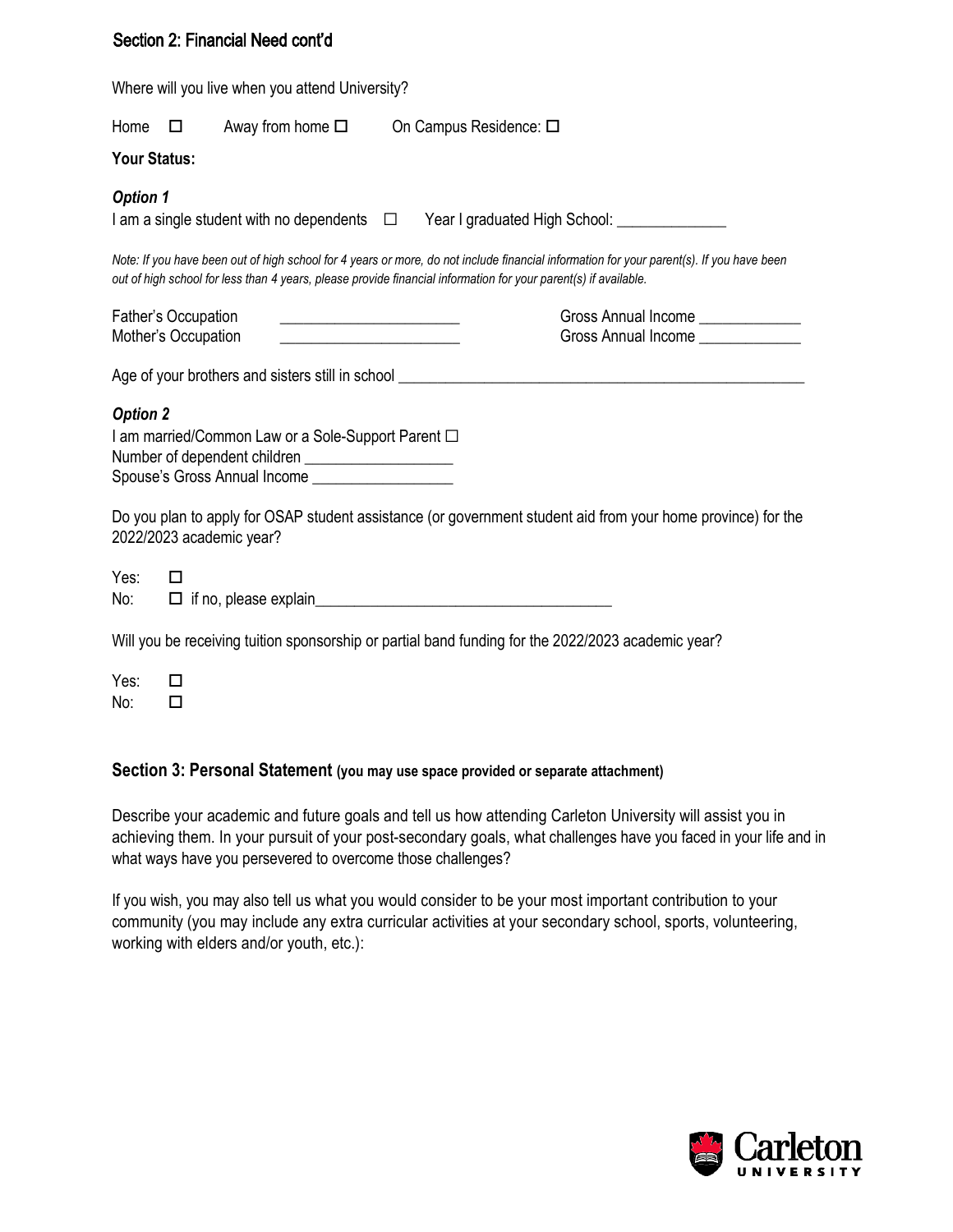## Section 2: Financial Need cont'd

Where will you live when you attend University?

Home ☐ Away from home ☐ On Campus Residence: ☐

**Your Status:**

***Option 1***

I am a single student with no dependents ☐ Year I graduated High School: ______________

*Note: If you have been out of high school for 4 years or more, do not include financial information for your parent(s). If you have been out of high school for less than 4 years, please provide financial information for your parent(s) if available.*

Father's Occupation _______________________ Gross Annual Income _____________

Mother's Occupation _______________________ Gross Annual Income _____________

Age of your brothers and sisters still in school ____________________________________________________

***Option 2***

I am married/Common Law or a Sole-Support Parent ☐

Number of dependent children ___________________

Spouse's Gross Annual Income __________________

Do you plan to apply for OSAP student assistance (or government student aid from your home province) for the 2022/2023 academic year?

Yes: ☐

No: ☐ if no, please explain______________________________________

Will you be receiving tuition sponsorship or partial band funding for the 2022/2023 academic year?

Yes: ☐

No: ☐

## Section 3: Personal Statement (you may use space provided or separate attachment)

Describe your academic and future goals and tell us how attending Carleton University will assist you in achieving them. In your pursuit of your post-secondary goals, what challenges have you faced in your life and in what ways have you persevered to overcome those challenges?

If you wish, you may also tell us what you would consider to be your most important contribution to your community (you may include any extra curricular activities at your secondary school, sports, volunteering, working with elders and/or youth, etc.):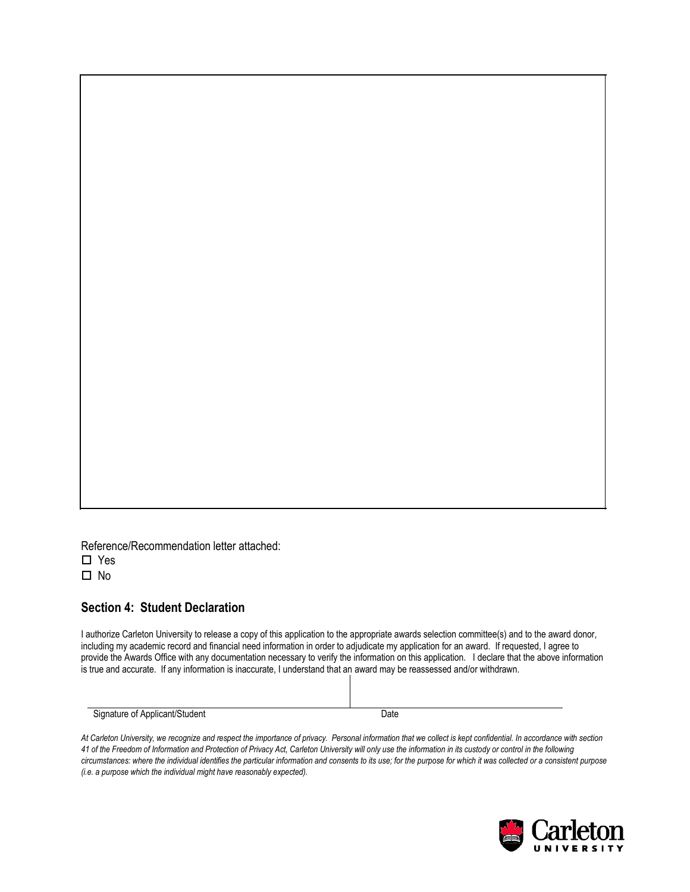Reference/Recommendation letter attached:

☐ Yes

☐ No

## Section 4: Student Declaration

I authorize Carleton University to release a copy of this application to the appropriate awards selection committee(s) and to the award donor, including my academic record and financial need information in order to adjudicate my application for an award. If requested, I agree to provide the Awards Office with any documentation necessary to verify the information on this application. I declare that the above information is true and accurate. If any information is inaccurate, I understand that an award may be reassessed and/or withdrawn.

| | |
|---|---|
| Signature of Applicant/Student | Date |

*At Carleton University, we recognize and respect the importance of privacy. Personal information that we collect is kept confidential. In accordance with section 41 of the Freedom of Information and Protection of Privacy Act, Carleton University will only use the information in its custody or control in the following circumstances: where the individual identifies the particular information and consents to its use; for the purpose for which it was collected or a consistent purpose (i.e. a purpose which the individual might have reasonably expected).*

Carleton UNIVERSITY